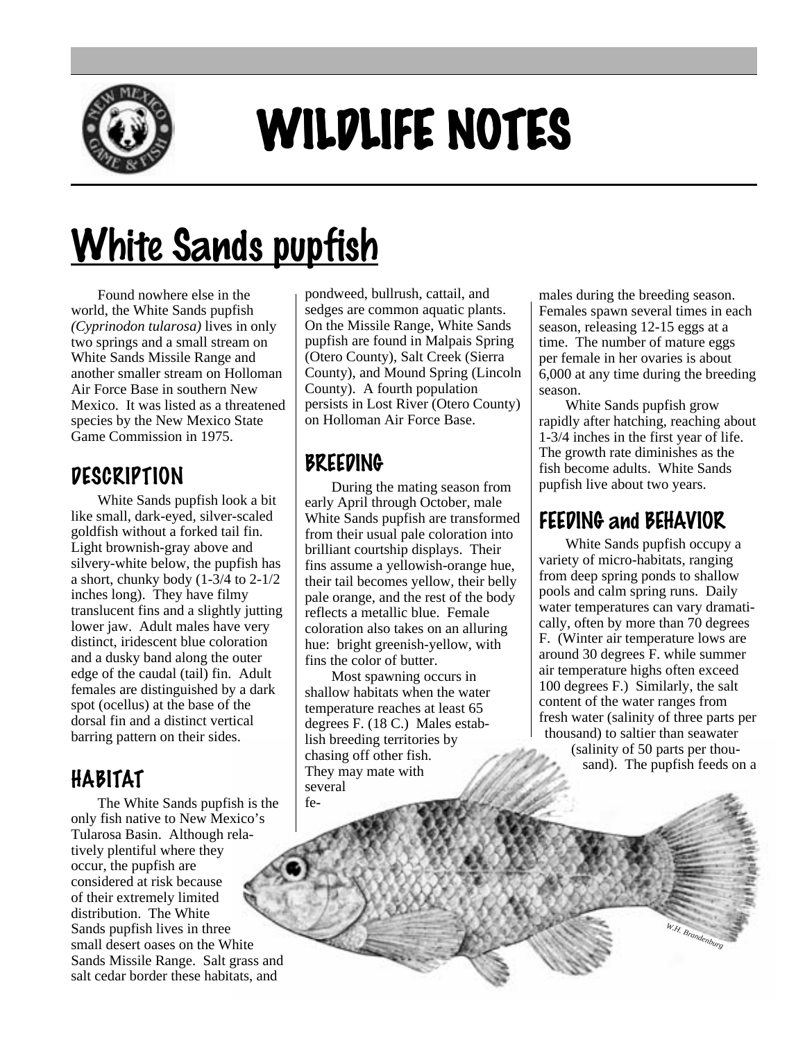// WILDLIFE NOTES

# White Sands pupfish

Found nowhere else in the world, the White Sands pupfish *(Cyprinodon tularosa)* lives in only two springs and a small stream on White Sands Missile Range and another smaller stream on Holloman Air Force Base in southern New Mexico. It was listed as a threatened species by the New Mexico State Game Commission in 1975.

## DESCRIPTION

White Sands pupfish look a bit like small, dark-eyed, silver-scaled goldfish without a forked tail fin. Light brownish-gray above and silvery-white below, the pupfish has a short, chunky body (1-3/4 to 2-1/2 inches long). They have filmy translucent fins and a slightly jutting lower jaw. Adult males have very distinct, iridescent blue coloration and a dusky band along the outer edge of the caudal (tail) fin. Adult females are distinguished by a dark spot (ocellus) at the base of the dorsal fin and a distinct vertical barring pattern on their sides.

## HABITAT

The White Sands pupfish is the only fish native to New Mexico's Tularosa Basin. Although relatively plentiful where they occur, the pupfish are considered at risk because of their extremely limited distribution. The White Sands pupfish lives in three small desert oases on the White Sands Missile Range. Salt grass and salt cedar border these habitats, and pondweed, bullrush, cattail, and sedges are common aquatic plants. On the Missile Range, White Sands pupfish are found in Malpais Spring (Otero County), Salt Creek (Sierra County), and Mound Spring (Lincoln County). A fourth population persists in Lost River (Otero County) on Holloman Air Force Base.

## BREEDING

During the mating season from early April through October, male White Sands pupfish are transformed from their usual pale coloration into brilliant courtship displays. Their fins assume a yellowish-orange hue, their tail becomes yellow, their belly pale orange, and the rest of the body reflects a metallic blue. Female coloration also takes on an alluring hue: bright greenish-yellow, with fins the color of butter.

Most spawning occurs in shallow habitats when the water temperature reaches at least 65 degrees F. (18 C.) Males establish breeding territories by chasing off other fish. They may mate with several females during the breeding season. Females spawn several times in each season, releasing 12-15 eggs at a time. The number of mature eggs per female in her ovaries is about 6,000 at any time during the breeding season.

White Sands pupfish grow rapidly after hatching, reaching about 1-3/4 inches in the first year of life. The growth rate diminishes as the fish become adults. White Sands pupfish live about two years.

## FEEDING and BEHAVIOR

White Sands pupfish occupy a variety of micro-habitats, ranging from deep spring ponds to shallow pools and calm spring runs. Daily water temperatures can vary dramatically, often by more than 70 degrees F. (Winter air temperature lows are around 30 degrees F. while summer air temperature highs often exceed 100 degrees F.) Similarly, the salt content of the water ranges from fresh water (salinity of three parts per thousand) to saltier than seawater (salinity of 50 parts per thousand). The pupfish feeds on a

W.H. Brandenburg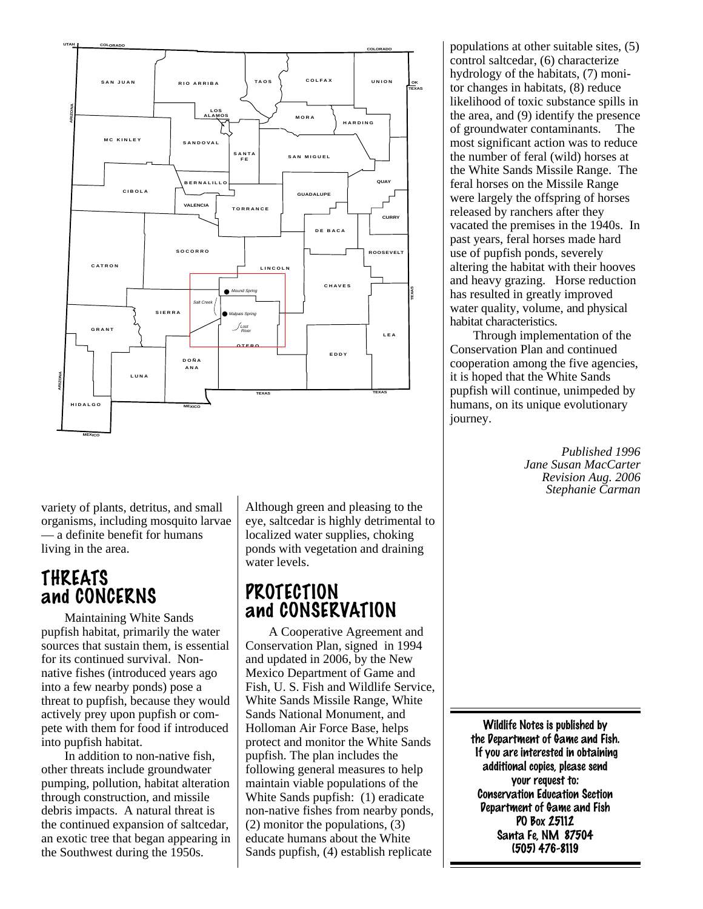variety of plants, detritus, and small organisms, including mosquito larvae — a definite benefit for humans living in the area.

## THREATS and CONCERNS

Maintaining White Sands pupfish habitat, primarily the water sources that sustain them, is essential for its continued survival. Non-native fishes (introduced years ago into a few nearby ponds) pose a threat to pupfish, because they would actively prey upon pupfish or compete with them for food if introduced into pupfish habitat.

In addition to non-native fish, other threats include groundwater pumping, pollution, habitat alteration through construction, and missile debris impacts. A natural threat is the continued expansion of saltcedar, an exotic tree that began appearing in the Southwest during the 1950s. Although green and pleasing to the eye, saltcedar is highly detrimental to localized water supplies, choking ponds with vegetation and draining water levels.

## PROTECTION and CONSERVATION

A Cooperative Agreement and Conservation Plan, signed in 1994 and updated in 2006, by the New Mexico Department of Game and Fish, U. S. Fish and Wildlife Service, White Sands Missile Range, White Sands National Monument, and Holloman Air Force Base, helps protect and monitor the White Sands pupfish. The plan includes the following general measures to help maintain viable populations of the White Sands pupfish: (1) eradicate non-native fishes from nearby ponds, (2) monitor the populations, (3) educate humans about the White Sands pupfish, (4) establish replicate populations at other suitable sites, (5) control saltcedar, (6) characterize hydrology of the habitats, (7) monitor changes in habitats, (8) reduce likelihood of toxic substance spills in the area, and (9) identify the presence of groundwater contaminants. The most significant action was to reduce the number of feral (wild) horses at the White Sands Missile Range. The feral horses on the Missile Range were largely the offspring of horses released by ranchers after they vacated the premises in the 1940s. In past years, feral horses made hard use of pupfish ponds, severely altering the habitat with their hooves and heavy grazing. Horse reduction has resulted in greatly improved water quality, volume, and physical habitat characteristics.

Through implementation of the Conservation Plan and continued cooperation among the five agencies, it is hoped that the White Sands pupfish will continue, unimpeded by humans, on its unique evolutionary journey.

*Published 1996*
*Jane Susan MacCarter*
*Revision Aug. 2006*
*Stephanie Carman*

**Wildlife Notes is published by the Department of Game and Fish. If you are interested in obtaining additional copies, please send your request to:**
**Conservation Education Section**
**Department of Game and Fish**
**PO Box 25112**
**Santa Fe, NM 87504**
**(505) 476-8119**